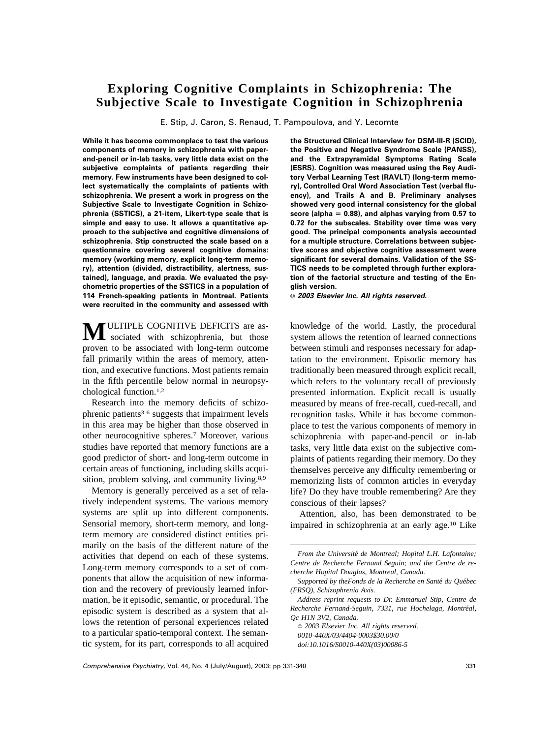# Exploring Cognitive Complaints in Schizophrenia: The Subjective Scale to Investigate Cognition in Schizophrenia

E. Stip, J. Caron, S. Renaud, T. Pampoulova, and Y. Lecomte

**While it has become commonplace to test the various components of memory in schizophrenia with paper-and-pencil or in-lab tasks, very little data exist on the subjective complaints of patients regarding their memory. Few instruments have been designed to collect systematically the complaints of patients with schizophrenia. We present a work in progress on the Subjective Scale to Investigate Cognition in Schizophrenia (SSTICS), a 21-item, Likert-type scale that is simple and easy to use. It allows a quantitative approach to the subjective and cognitive dimensions of schizophrenia. Stip constructed the scale based on a questionnaire covering several cognitive domains: memory (working memory, explicit long-term memory), attention (divided, distractibility, alertness, sustained), language, and praxia. We evaluated the psychometric properties of the SSTICS in a population of 114 French-speaking patients in Montreal. Patients were recruited in the community and assessed with the Structured Clinical Interview for DSM-III-R (SCID), the Positive and Negative Syndrome Scale (PANSS), and the Extrapyramidal Symptoms Rating Scale (ESRS). Cognition was measured using the Rey Auditory Verbal Learning Test (RAVLT) (long-term memory), Controlled Oral Word Association Test (verbal fluency), and Trails A and B. Preliminary analyses showed very good internal consistency for the global score (alpha = 0.88), and alphas varying from 0.57 to 0.72 for the subscales. Stability over time was very good. The principal components analysis accounted for a multiple structure. Correlations between subjective scores and objective cognitive assessment were significant for several domains. Validation of the SSTICS needs to be completed through further exploration of the factorial structure and testing of the English version.**

***© 2003 Elsevier Inc. All rights reserved.***

MULTIPLE COGNITIVE DEFICITS are associated with schizophrenia, but those proven to be associated with long-term outcome fall primarily within the areas of memory, attention, and executive functions. Most patients remain in the fifth percentile below normal in neuropsychological function.[1,2]

Research into the memory deficits of schizophrenic patients[3-6] suggests that impairment levels in this area may be higher than those observed in other neurocognitive spheres.[7] Moreover, various studies have reported that memory functions are a good predictor of short- and long-term outcome in certain areas of functioning, including skills acquisition, problem solving, and community living.[8,9]

Memory is generally perceived as a set of relatively independent systems. The various memory systems are split up into different components. Sensorial memory, short-term memory, and long-term memory are considered distinct entities primarily on the basis of the different nature of the activities that depend on each of these systems. Long-term memory corresponds to a set of components that allow the acquisition of new information and the recovery of previously learned information, be it episodic, semantic, or procedural. The episodic system is described as a system that allows the retention of personal experiences related to a particular spatio-temporal context. The semantic system, for its part, corresponds to all acquired knowledge of the world. Lastly, the procedural system allows the retention of learned connections between stimuli and responses necessary for adaptation to the environment. Episodic memory has traditionally been measured through explicit recall, which refers to the voluntary recall of previously presented information. Explicit recall is usually measured by means of free-recall, cued-recall, and recognition tasks. While it has become commonplace to test the various components of memory in schizophrenia with paper-and-pencil or in-lab tasks, very little data exist on the subjective complaints of patients regarding their memory. Do they themselves perceive any difficulty remembering or memorizing lists of common articles in everyday life? Do they have trouble remembering? Are they conscious of their lapses?

Attention, also, has been demonstrated to be impaired in schizophrenia at an early age.[10] Like

---

*From the Université de Montreal; Hopital L.H. Lafontaine; Centre de Recherche Fernand Seguin; and the Centre de recherche Hopital Douglas, Montreal, Canada.*

*Supported by theFonds de la Recherche en Santé du Québec (FRSQ), Schizophrenia Axis.*

*Address reprint requests to Dr. Emmanuel Stip, Centre de Recherche Fernand-Seguin, 7331, rue Hochelaga, Montréal, Qc H1N 3V2, Canada.*

*© 2003 Elsevier Inc. All rights reserved.*
*0010-440X/03/4404-0003$30.00/0*
*doi:10.1016/S0010-440X(03)00086-5*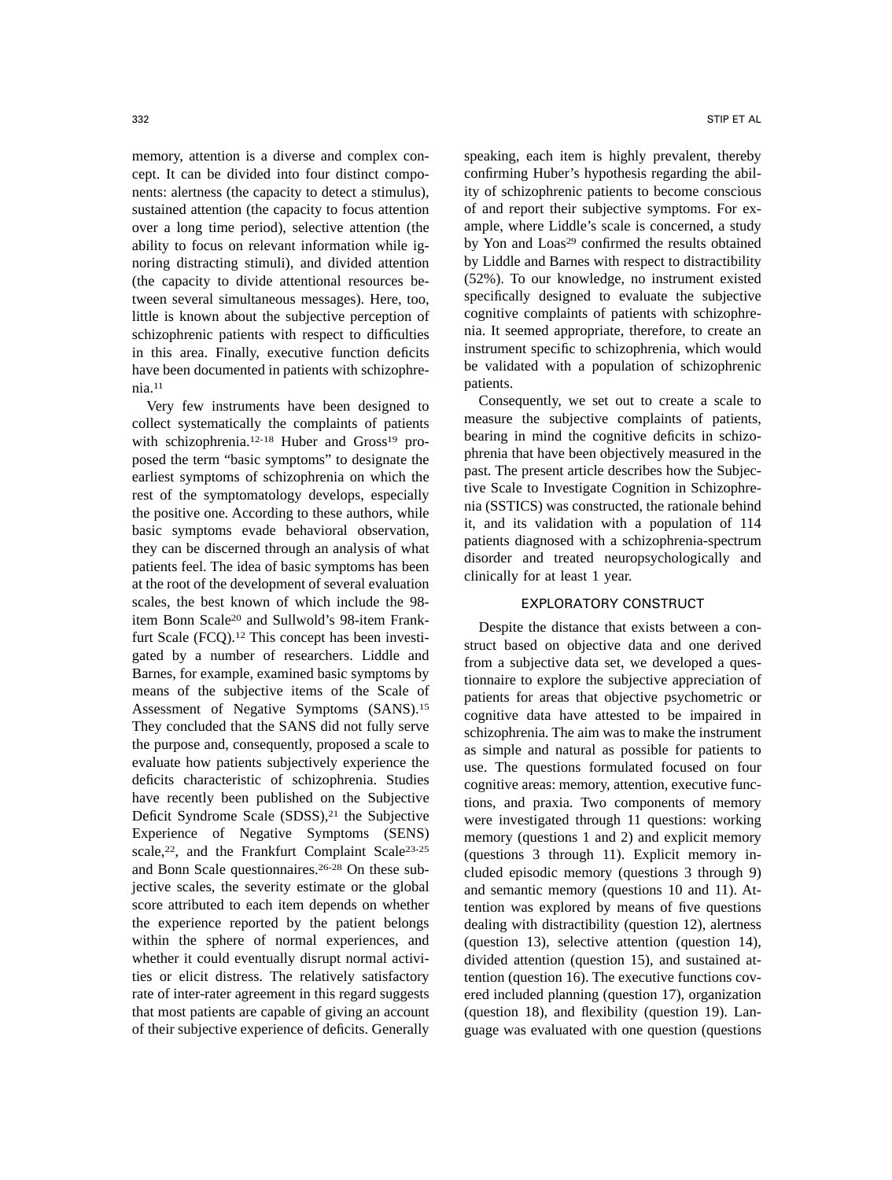memory, attention is a diverse and complex concept. It can be divided into four distinct components: alertness (the capacity to detect a stimulus), sustained attention (the capacity to focus attention over a long time period), selective attention (the ability to focus on relevant information while ignoring distracting stimuli), and divided attention (the capacity to divide attentional resources between several simultaneous messages). Here, too, little is known about the subjective perception of schizophrenic patients with respect to difficulties in this area. Finally, executive function deficits have been documented in patients with schizophrenia.[11]

Very few instruments have been designed to collect systematically the complaints of patients with schizophrenia.[12-18] Huber and Gross[19] proposed the term "basic symptoms" to designate the earliest symptoms of schizophrenia on which the rest of the symptomatology develops, especially the positive one. According to these authors, while basic symptoms evade behavioral observation, they can be discerned through an analysis of what patients feel. The idea of basic symptoms has been at the root of the development of several evaluation scales, the best known of which include the 98-item Bonn Scale[20] and Sullwold's 98-item Frankfurt Scale (FCQ).[12] This concept has been investigated by a number of researchers. Liddle and Barnes, for example, examined basic symptoms by means of the subjective items of the Scale of Assessment of Negative Symptoms (SANS).[15] They concluded that the SANS did not fully serve the purpose and, consequently, proposed a scale to evaluate how patients subjectively experience the deficits characteristic of schizophrenia. Studies have recently been published on the Subjective Deficit Syndrome Scale (SDSS),[21] the Subjective Experience of Negative Symptoms (SENS) scale,[22], and the Frankfurt Complaint Scale[23-25] and Bonn Scale questionnaires.[26-28] On these subjective scales, the severity estimate or the global score attributed to each item depends on whether the experience reported by the patient belongs within the sphere of normal experiences, and whether it could eventually disrupt normal activities or elicit distress. The relatively satisfactory rate of inter-rater agreement in this regard suggests that most patients are capable of giving an account of their subjective experience of deficits. Generally speaking, each item is highly prevalent, thereby confirming Huber's hypothesis regarding the ability of schizophrenic patients to become conscious of and report their subjective symptoms. For example, where Liddle's scale is concerned, a study by Yon and Loas[29] confirmed the results obtained by Liddle and Barnes with respect to distractibility (52%). To our knowledge, no instrument existed specifically designed to evaluate the subjective cognitive complaints of patients with schizophrenia. It seemed appropriate, therefore, to create an instrument specific to schizophrenia, which would be validated with a population of schizophrenic patients.

Consequently, we set out to create a scale to measure the subjective complaints of patients, bearing in mind the cognitive deficits in schizophrenia that have been objectively measured in the past. The present article describes how the Subjective Scale to Investigate Cognition in Schizophrenia (SSTICS) was constructed, the rationale behind it, and its validation with a population of 114 patients diagnosed with a schizophrenia-spectrum disorder and treated neuropsychologically and clinically for at least 1 year.

## EXPLORATORY CONSTRUCT

Despite the distance that exists between a construct based on objective data and one derived from a subjective data set, we developed a questionnaire to explore the subjective appreciation of patients for areas that objective psychometric or cognitive data have attested to be impaired in schizophrenia. The aim was to make the instrument as simple and natural as possible for patients to use. The questions formulated focused on four cognitive areas: memory, attention, executive functions, and praxia. Two components of memory were investigated through 11 questions: working memory (questions 1 and 2) and explicit memory (questions 3 through 11). Explicit memory included episodic memory (questions 3 through 9) and semantic memory (questions 10 and 11). Attention was explored by means of five questions dealing with distractibility (question 12), alertness (question 13), selective attention (question 14), divided attention (question 15), and sustained attention (question 16). The executive functions covered included planning (question 17), organization (question 18), and flexibility (question 19). Language was evaluated with one question (questions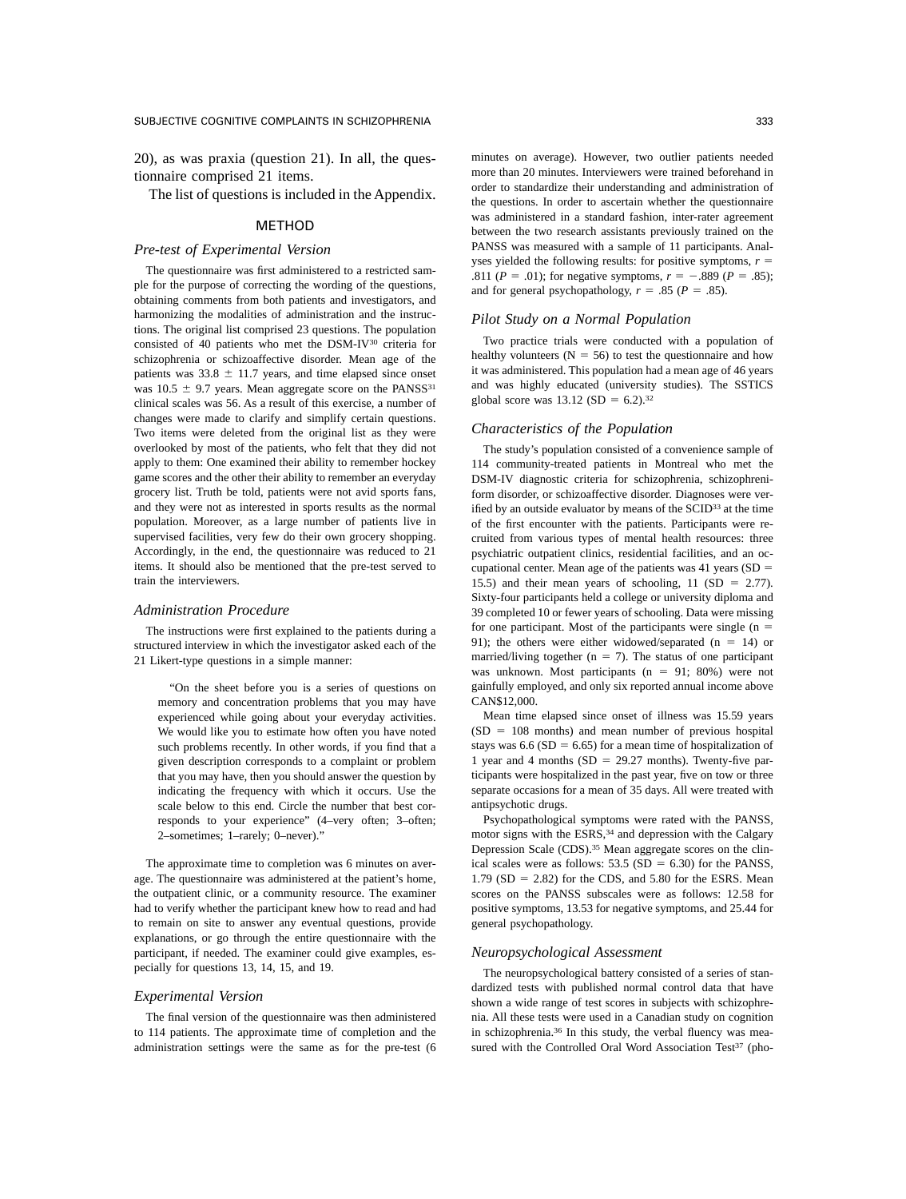20), as was praxia (question 21). In all, the questionnaire comprised 21 items.

The list of questions is included in the Appendix.

## METHOD

### Pre-test of Experimental Version

The questionnaire was first administered to a restricted sample for the purpose of correcting the wording of the questions, obtaining comments from both patients and investigators, and harmonizing the modalities of administration and the instructions. The original list comprised 23 questions. The population consisted of 40 patients who met the DSM-IV[30] criteria for schizophrenia or schizoaffective disorder. Mean age of the patients was 33.8 ± 11.7 years, and time elapsed since onset was 10.5 ± 9.7 years. Mean aggregate score on the PANSS[31] clinical scales was 56. As a result of this exercise, a number of changes were made to clarify and simplify certain questions. Two items were deleted from the original list as they were overlooked by most of the patients, who felt that they did not apply to them: One examined their ability to remember hockey game scores and the other their ability to remember an everyday grocery list. Truth be told, patients were not avid sports fans, and they were not as interested in sports results as the normal population. Moreover, as a large number of patients live in supervised facilities, very few do their own grocery shopping. Accordingly, in the end, the questionnaire was reduced to 21 items. It should also be mentioned that the pre-test served to train the interviewers.

### Administration Procedure

The instructions were first explained to the patients during a structured interview in which the investigator asked each of the 21 Likert-type questions in a simple manner:

> "On the sheet before you is a series of questions on memory and concentration problems that you may have experienced while going about your everyday activities. We would like you to estimate how often you have noted such problems recently. In other words, if you find that a given description corresponds to a complaint or problem that you may have, then you should answer the question by indicating the frequency with which it occurs. Use the scale below to this end. Circle the number that best corresponds to your experience" (4–very often; 3–often; 2–sometimes; 1–rarely; 0–never)."

The approximate time to completion was 6 minutes on average. The questionnaire was administered at the patient's home, the outpatient clinic, or a community resource. The examiner had to verify whether the participant knew how to read and had to remain on site to answer any eventual questions, provide explanations, or go through the entire questionnaire with the participant, if needed. The examiner could give examples, especially for questions 13, 14, 15, and 19.

### Experimental Version

The final version of the questionnaire was then administered to 114 patients. The approximate time of completion and the administration settings were the same as for the pre-test (6 minutes on average). However, two outlier patients needed more than 20 minutes. Interviewers were trained beforehand in order to standardize their understanding and administration of the questions. In order to ascertain whether the questionnaire was administered in a standard fashion, inter-rater agreement between the two research assistants previously trained on the PANSS was measured with a sample of 11 participants. Analyses yielded the following results: for positive symptoms, $r = .811$ ($P = .01$); for negative symptoms, $r = -.889$ ($P = .85$); and for general psychopathology, $r = .85$ ($P = .85$).

### Pilot Study on a Normal Population

Two practice trials were conducted with a population of healthy volunteers ($N = 56$) to test the questionnaire and how it was administered. This population had a mean age of 46 years and was highly educated (university studies). The SSTICS global score was 13.12 ($SD = 6.2$).[32]

### Characteristics of the Population

The study's population consisted of a convenience sample of 114 community-treated patients in Montreal who met the DSM-IV diagnostic criteria for schizophrenia, schizophreniform disorder, or schizoaffective disorder. Diagnoses were verified by an outside evaluator by means of the SCID[33] at the time of the first encounter with the patients. Participants were recruited from various types of mental health resources: three psychiatric outpatient clinics, residential facilities, and an occupational center. Mean age of the patients was 41 years ($SD = 15.5$) and their mean years of schooling, 11 ($SD = 2.77$). Sixty-four participants held a college or university diploma and 39 completed 10 or fewer years of schooling. Data were missing for one participant. Most of the participants were single ($n = 91$); the others were either widowed/separated ($n = 14$) or married/living together ($n = 7$). The status of one participant was unknown. Most participants ($n = 91$; 80%) were not gainfully employed, and only six reported annual income above CAN$12,000.

Mean time elapsed since onset of illness was 15.59 years ($SD = 108$ months) and mean number of previous hospital stays was 6.6 ($SD = 6.65$) for a mean time of hospitalization of 1 year and 4 months ($SD = 29.27$ months). Twenty-five participants were hospitalized in the past year, five on tow or three separate occasions for a mean of 35 days. All were treated with antipsychotic drugs.

Psychopathological symptoms were rated with the PANSS, motor signs with the ESRS,[34] and depression with the Calgary Depression Scale (CDS).[35] Mean aggregate scores on the clinical scales were as follows: 53.5 ($SD = 6.30$) for the PANSS, 1.79 ($SD = 2.82$) for the CDS, and 5.80 for the ESRS. Mean scores on the PANSS subscales were as follows: 12.58 for positive symptoms, 13.53 for negative symptoms, and 25.44 for general psychopathology.

### Neuropsychological Assessment

The neuropsychological battery consisted of a series of standardized tests with published normal control data that have shown a wide range of test scores in subjects with schizophrenia. All these tests were used in a Canadian study on cognition in schizophrenia.[36] In this study, the verbal fluency was measured with the Controlled Oral Word Association Test[37] (pho-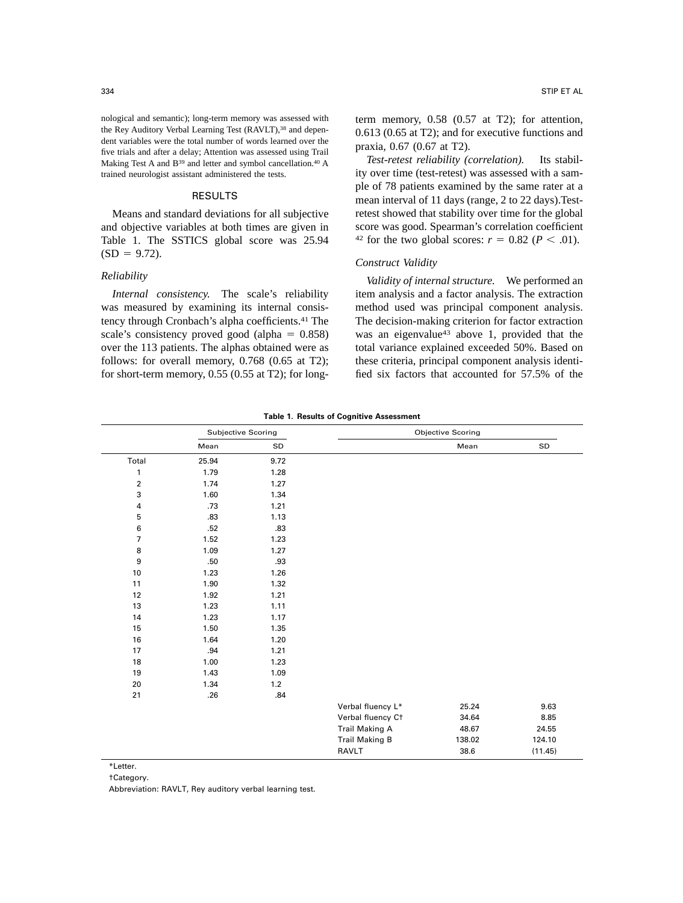nological and semantic); long-term memory was assessed with the Rey Auditory Verbal Learning Test (RAVLT),[38] and dependent variables were the total number of words learned over the five trials and after a delay; Attention was assessed using Trail Making Test A and B[39] and letter and symbol cancellation.[40] A trained neurologist assistant administered the tests.

## RESULTS

Means and standard deviations for all subjective and objective variables at both times are given in Table 1. The SSTICS global score was 25.94 (SD = 9.72).

### Reliability

*Internal consistency.* The scale's reliability was measured by examining its internal consistency through Cronbach's alpha coefficients.[41] The scale's consistency proved good (alpha = 0.858) over the 113 patients. The alphas obtained were as follows: for overall memory, 0.768 (0.65 at T2); for short-term memory, 0.55 (0.55 at T2); for long-term memory, 0.58 (0.57 at T2); for attention, 0.613 (0.65 at T2); and for executive functions and praxia, 0.67 (0.67 at T2).

*Test-retest reliability (correlation).* Its stability over time (test-retest) was assessed with a sample of 78 patients examined by the same rater at a mean interval of 11 days (range, 2 to 22 days). Test-retest showed that stability over time for the global score was good. Spearman's correlation coefficient [42] for the two global scores: $r = 0.82$ ($P < .01$).

### Construct Validity

*Validity of internal structure.* We performed an item analysis and a factor analysis. The extraction method used was principal component analysis. The decision-making criterion for factor extraction was an eigenvalue[43] above 1, provided that the total variance explained exceeded 50%. Based on these criteria, principal component analysis identified six factors that accounted for 57.5% of the

**Table 1. Results of Cognitive Assessment**

| | Subjective Scoring | | | Objective Scoring | |
|---|---|---|---|---|---|
| | Mean | SD | | Mean | SD |
| Total | 25.94 | 9.72 | | | |
| 1 | 1.79 | 1.28 | | | |
| 2 | 1.74 | 1.27 | | | |
| 3 | 1.60 | 1.34 | | | |
| 4 | .73 | 1.21 | | | |
| 5 | .83 | 1.13 | | | |
| 6 | .52 | .83 | | | |
| 7 | 1.52 | 1.23 | | | |
| 8 | 1.09 | 1.27 | | | |
| 9 | .50 | .93 | | | |
| 10 | 1.23 | 1.26 | | | |
| 11 | 1.90 | 1.32 | | | |
| 12 | 1.92 | 1.21 | | | |
| 13 | 1.23 | 1.11 | | | |
| 14 | 1.23 | 1.17 | | | |
| 15 | 1.50 | 1.35 | | | |
| 16 | 1.64 | 1.20 | | | |
| 17 | .94 | 1.21 | | | |
| 18 | 1.00 | 1.23 | | | |
| 19 | 1.43 | 1.09 | | | |
| 20 | 1.34 | 1.2 | | | |
| 21 | .26 | .84 | | | |
| | | | Verbal fluency L* | 25.24 | 9.63 |
| | | | Verbal fluency C† | 34.64 | 8.85 |
| | | | Trail Making A | 48.67 | 24.55 |
| | | | Trail Making B | 138.02 | 124.10 |
| | | | RAVLT | 38.6 | (11.45) |

*Letter.

†Category.

Abbreviation: RAVLT, Rey auditory verbal learning test.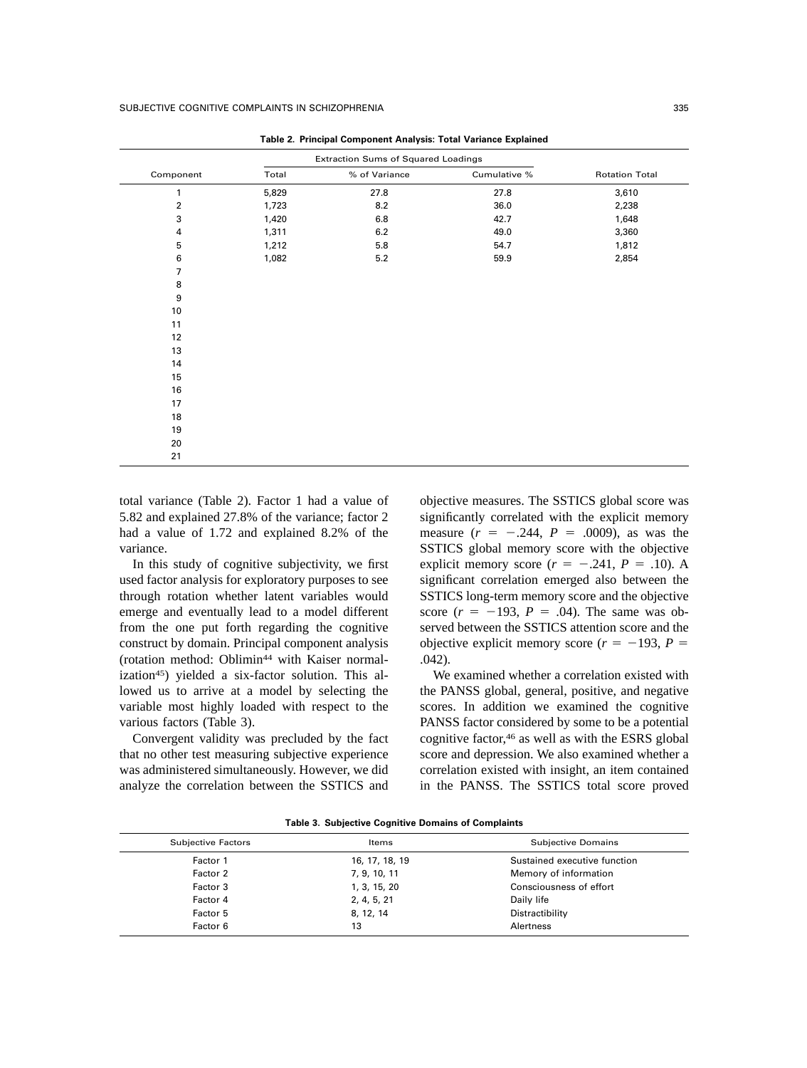**Table 2. Principal Component Analysis: Total Variance Explained**

| Component | Extraction Sums of Squared Loadings | | | Rotation Total |
|---|---|---|---|---|
| | Total | % of Variance | Cumulative % | |
| 1 | 5,829 | 27.8 | 27.8 | 3,610 |
| 2 | 1,723 | 8.2 | 36.0 | 2,238 |
| 3 | 1,420 | 6.8 | 42.7 | 1,648 |
| 4 | 1,311 | 6.2 | 49.0 | 3,360 |
| 5 | 1,212 | 5.8 | 54.7 | 1,812 |
| 6 | 1,082 | 5.2 | 59.9 | 2,854 |
| 7 | | | | |
| 8 | | | | |
| 9 | | | | |
| 10 | | | | |
| 11 | | | | |
| 12 | | | | |
| 13 | | | | |
| 14 | | | | |
| 15 | | | | |
| 16 | | | | |
| 17 | | | | |
| 18 | | | | |
| 19 | | | | |
| 20 | | | | |
| 21 | | | | |

total variance (Table 2). Factor 1 had a value of 5.82 and explained 27.8% of the variance; factor 2 had a value of 1.72 and explained 8.2% of the variance.

In this study of cognitive subjectivity, we first used factor analysis for exploratory purposes to see through rotation whether latent variables would emerge and eventually lead to a model different from the one put forth regarding the cognitive construct by domain. Principal component analysis (rotation method: Oblimin[44] with Kaiser normalization[45]) yielded a six-factor solution. This allowed us to arrive at a model by selecting the variable most highly loaded with respect to the various factors (Table 3).

Convergent validity was precluded by the fact that no other test measuring subjective experience was administered simultaneously. However, we did analyze the correlation between the SSTICS and objective measures. The SSTICS global score was significantly correlated with the explicit memory measure ($r = -.244$, $P = .0009$), as was the SSTICS global memory score with the objective explicit memory score ($r = -.241$, $P = .10$). A significant correlation emerged also between the SSTICS long-term memory score and the objective score ($r = -193$, $P = .04$). The same was observed between the SSTICS attention score and the objective explicit memory score ($r = -193$, $P = .042$).

We examined whether a correlation existed with the PANSS global, general, positive, and negative scores. In addition we examined the cognitive PANSS factor considered by some to be a potential cognitive factor,[46] as well as with the ESRS global score and depression. We also examined whether a correlation existed with insight, an item contained in the PANSS. The SSTICS total score proved

**Table 3. Subjective Cognitive Domains of Complaints**

| Subjective Factors | Items | Subjective Domains |
|---|---|---|
| Factor 1 | 16, 17, 18, 19 | Sustained executive function |
| Factor 2 | 7, 9, 10, 11 | Memory of information |
| Factor 3 | 1, 3, 15, 20 | Consciousness of effort |
| Factor 4 | 2, 4, 5, 21 | Daily life |
| Factor 5 | 8, 12, 14 | Distractibility |
| Factor 6 | 13 | Alertness |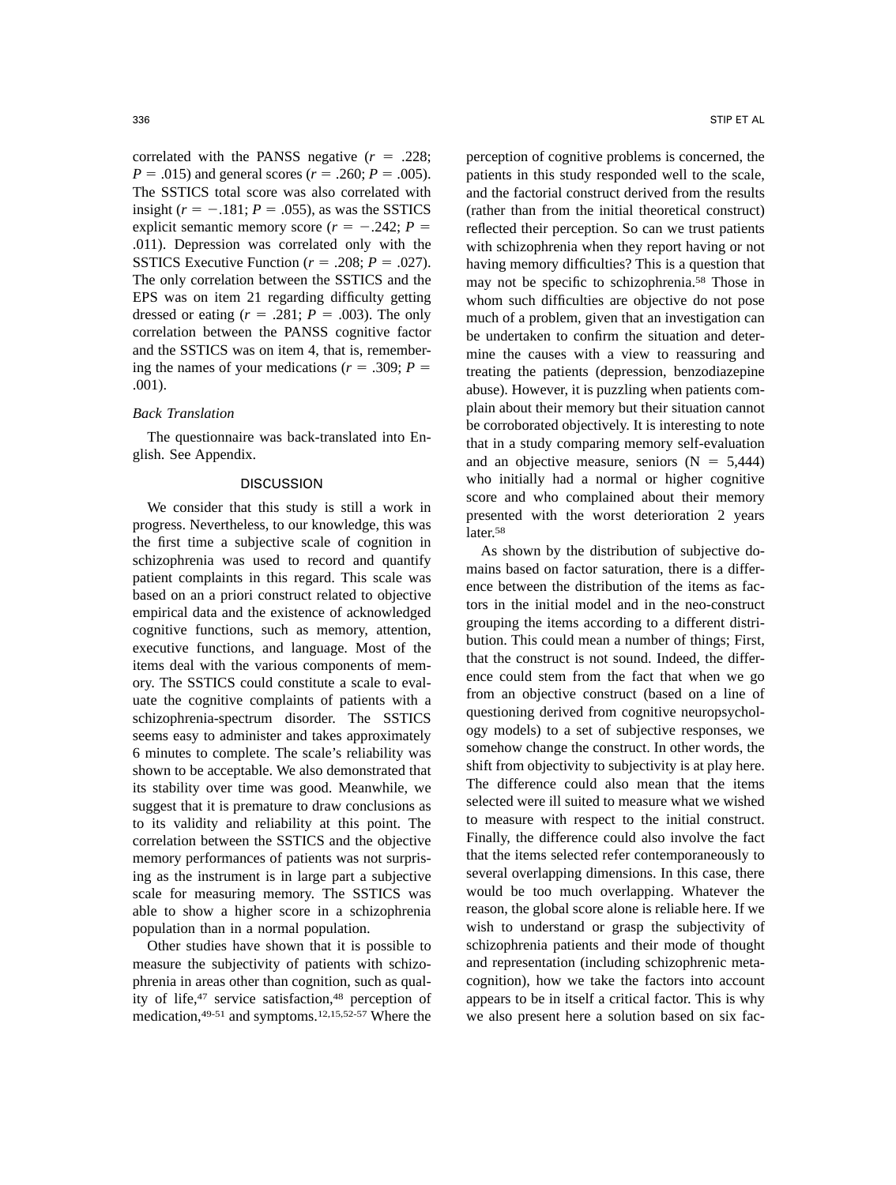correlated with the PANSS negative ($r$ = .228; $P$ = .015) and general scores ($r$ = .260; $P$ = .005). The SSTICS total score was also correlated with insight ($r$ = −.181; $P$ = .055), as was the SSTICS explicit semantic memory score ($r$ = −.242; $P$ = .011). Depression was correlated only with the SSTICS Executive Function ($r$ = .208; $P$ = .027). The only correlation between the SSTICS and the EPS was on item 21 regarding difficulty getting dressed or eating ($r$ = .281; $P$ = .003). The only correlation between the PANSS cognitive factor and the SSTICS was on item 4, that is, remembering the names of your medications ($r$ = .309; $P$ = .001).

### *Back Translation*

The questionnaire was back-translated into English. See Appendix.

## DISCUSSION

We consider that this study is still a work in progress. Nevertheless, to our knowledge, this was the first time a subjective scale of cognition in schizophrenia was used to record and quantify patient complaints in this regard. This scale was based on an a priori construct related to objective empirical data and the existence of acknowledged cognitive functions, such as memory, attention, executive functions, and language. Most of the items deal with the various components of memory. The SSTICS could constitute a scale to evaluate the cognitive complaints of patients with a schizophrenia-spectrum disorder. The SSTICS seems easy to administer and takes approximately 6 minutes to complete. The scale's reliability was shown to be acceptable. We also demonstrated that its stability over time was good. Meanwhile, we suggest that it is premature to draw conclusions as to its validity and reliability at this point. The correlation between the SSTICS and the objective memory performances of patients was not surprising as the instrument is in large part a subjective scale for measuring memory. The SSTICS was able to show a higher score in a schizophrenia population than in a normal population.

Other studies have shown that it is possible to measure the subjectivity of patients with schizophrenia in areas other than cognition, such as quality of life,[47] service satisfaction,[48] perception of medication,[49-51] and symptoms.[12,15,52-57] Where the perception of cognitive problems is concerned, the patients in this study responded well to the scale, and the factorial construct derived from the results (rather than from the initial theoretical construct) reflected their perception. So can we trust patients with schizophrenia when they report having or not having memory difficulties? This is a question that may not be specific to schizophrenia.[58] Those in whom such difficulties are objective do not pose much of a problem, given that an investigation can be undertaken to confirm the situation and determine the causes with a view to reassuring and treating the patients (depression, benzodiazepine abuse). However, it is puzzling when patients complain about their memory but their situation cannot be corroborated objectively. It is interesting to note that in a study comparing memory self-evaluation and an objective measure, seniors (N = 5,444) who initially had a normal or higher cognitive score and who complained about their memory presented with the worst deterioration 2 years later.[58]

As shown by the distribution of subjective domains based on factor saturation, there is a difference between the distribution of the items as factors in the initial model and in the neo-construct grouping the items according to a different distribution. This could mean a number of things; First, that the construct is not sound. Indeed, the difference could stem from the fact that when we go from an objective construct (based on a line of questioning derived from cognitive neuropsychology models) to a set of subjective responses, we somehow change the construct. In other words, the shift from objectivity to subjectivity is at play here. The difference could also mean that the items selected were ill suited to measure what we wished to measure with respect to the initial construct. Finally, the difference could also involve the fact that the items selected refer contemporaneously to several overlapping dimensions. In this case, there would be too much overlapping. Whatever the reason, the global score alone is reliable here. If we wish to understand or grasp the subjectivity of schizophrenia patients and their mode of thought and representation (including schizophrenic metacognition), how we take the factors into account appears to be in itself a critical factor. This is why we also present here a solution based on six fac-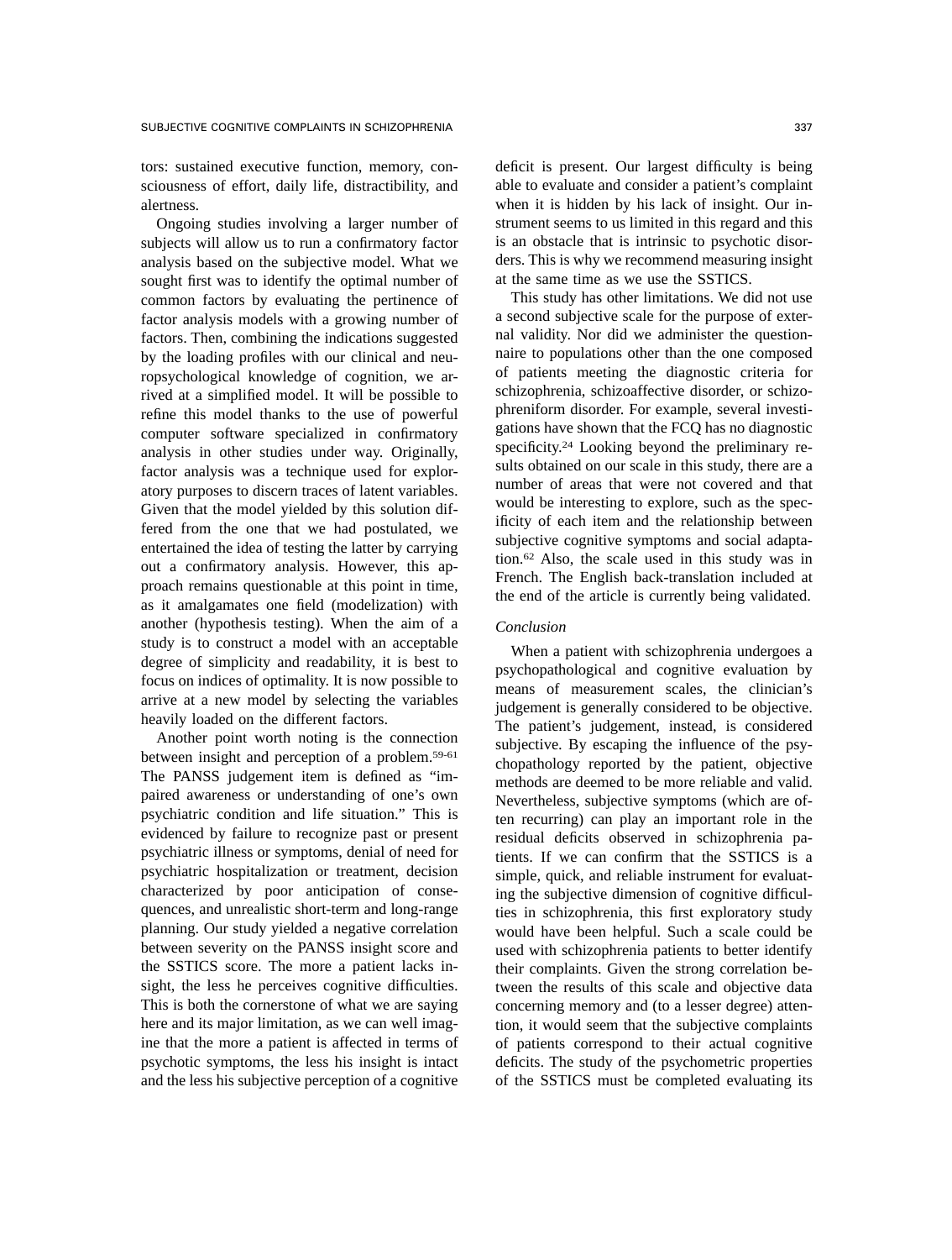tors: sustained executive function, memory, consciousness of effort, daily life, distractibility, and alertness.

Ongoing studies involving a larger number of subjects will allow us to run a confirmatory factor analysis based on the subjective model. What we sought first was to identify the optimal number of common factors by evaluating the pertinence of factor analysis models with a growing number of factors. Then, combining the indications suggested by the loading profiles with our clinical and neuropsychological knowledge of cognition, we arrived at a simplified model. It will be possible to refine this model thanks to the use of powerful computer software specialized in confirmatory analysis in other studies under way. Originally, factor analysis was a technique used for exploratory purposes to discern traces of latent variables. Given that the model yielded by this solution differed from the one that we had postulated, we entertained the idea of testing the latter by carrying out a confirmatory analysis. However, this approach remains questionable at this point in time, as it amalgamates one field (modelization) with another (hypothesis testing). When the aim of a study is to construct a model with an acceptable degree of simplicity and readability, it is best to focus on indices of optimality. It is now possible to arrive at a new model by selecting the variables heavily loaded on the different factors.

Another point worth noting is the connection between insight and perception of a problem.[59-61] The PANSS judgement item is defined as "impaired awareness or understanding of one's own psychiatric condition and life situation." This is evidenced by failure to recognize past or present psychiatric illness or symptoms, denial of need for psychiatric hospitalization or treatment, decision characterized by poor anticipation of consequences, and unrealistic short-term and long-range planning. Our study yielded a negative correlation between severity on the PANSS insight score and the SSTICS score. The more a patient lacks insight, the less he perceives cognitive difficulties. This is both the cornerstone of what we are saying here and its major limitation, as we can well imagine that the more a patient is affected in terms of psychotic symptoms, the less his insight is intact and the less his subjective perception of a cognitive deficit is present. Our largest difficulty is being able to evaluate and consider a patient's complaint when it is hidden by his lack of insight. Our instrument seems to us limited in this regard and this is an obstacle that is intrinsic to psychotic disorders. This is why we recommend measuring insight at the same time as we use the SSTICS.

This study has other limitations. We did not use a second subjective scale for the purpose of external validity. Nor did we administer the questionnaire to populations other than the one composed of patients meeting the diagnostic criteria for schizophrenia, schizoaffective disorder, or schizophreniform disorder. For example, several investigations have shown that the FCQ has no diagnostic specificity.[24] Looking beyond the preliminary results obtained on our scale in this study, there are a number of areas that were not covered and that would be interesting to explore, such as the specificity of each item and the relationship between subjective cognitive symptoms and social adaptation.[62] Also, the scale used in this study was in French. The English back-translation included at the end of the article is currently being validated.

### *Conclusion*

When a patient with schizophrenia undergoes a psychopathological and cognitive evaluation by means of measurement scales, the clinician's judgement is generally considered to be objective. The patient's judgement, instead, is considered subjective. By escaping the influence of the psychopathology reported by the patient, objective methods are deemed to be more reliable and valid. Nevertheless, subjective symptoms (which are often recurring) can play an important role in the residual deficits observed in schizophrenia patients. If we can confirm that the SSTICS is a simple, quick, and reliable instrument for evaluating the subjective dimension of cognitive difficulties in schizophrenia, this first exploratory study would have been helpful. Such a scale could be used with schizophrenia patients to better identify their complaints. Given the strong correlation between the results of this scale and objective data concerning memory and (to a lesser degree) attention, it would seem that the subjective complaints of patients correspond to their actual cognitive deficits. The study of the psychometric properties of the SSTICS must be completed evaluating its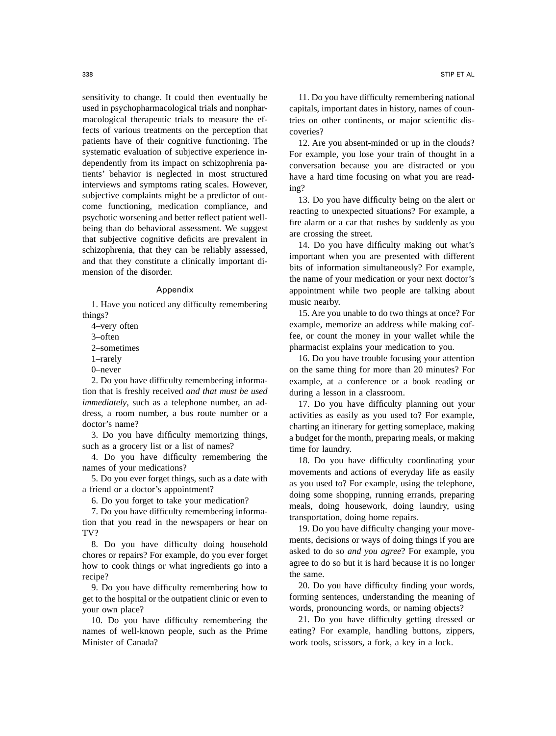sensitivity to change. It could then eventually be used in psychopharmacological trials and nonpharmacological therapeutic trials to measure the effects of various treatments on the perception that patients have of their cognitive functioning. The systematic evaluation of subjective experience independently from its impact on schizophrenia patients' behavior is neglected in most structured interviews and symptoms rating scales. However, subjective complaints might be a predictor of outcome functioning, medication compliance, and psychotic worsening and better reflect patient well-being than do behavioral assessment. We suggest that subjective cognitive deficits are prevalent in schizophrenia, that they can be reliably assessed, and that they constitute a clinically important dimension of the disorder.

## Appendix

1. Have you noticed any difficulty remembering things?

4–very often
3–often
2–sometimes
1–rarely
0–never

2. Do you have difficulty remembering information that is freshly received *and that must be used immediately*, such as a telephone number, an address, a room number, a bus route number or a doctor's name?

3. Do you have difficulty memorizing things, such as a grocery list or a list of names?

4. Do you have difficulty remembering the names of your medications?

5. Do you ever forget things, such as a date with a friend or a doctor's appointment?

6. Do you forget to take your medication?

7. Do you have difficulty remembering information that you read in the newspapers or hear on TV?

8. Do you have difficulty doing household chores or repairs? For example, do you ever forget how to cook things or what ingredients go into a recipe?

9. Do you have difficulty remembering how to get to the hospital or the outpatient clinic or even to your own place?

10. Do you have difficulty remembering the names of well-known people, such as the Prime Minister of Canada?

11. Do you have difficulty remembering national capitals, important dates in history, names of countries on other continents, or major scientific discoveries?

12. Are you absent-minded or up in the clouds? For example, you lose your train of thought in a conversation because you are distracted or you have a hard time focusing on what you are reading?

13. Do you have difficulty being on the alert or reacting to unexpected situations? For example, a fire alarm or a car that rushes by suddenly as you are crossing the street.

14. Do you have difficulty making out what's important when you are presented with different bits of information simultaneously? For example, the name of your medication or your next doctor's appointment while two people are talking about music nearby.

15. Are you unable to do two things at once? For example, memorize an address while making coffee, or count the money in your wallet while the pharmacist explains your medication to you.

16. Do you have trouble focusing your attention on the same thing for more than 20 minutes? For example, at a conference or a book reading or during a lesson in a classroom.

17. Do you have difficulty planning out your activities as easily as you used to? For example, charting an itinerary for getting someplace, making a budget for the month, preparing meals, or making time for laundry.

18. Do you have difficulty coordinating your movements and actions of everyday life as easily as you used to? For example, using the telephone, doing some shopping, running errands, preparing meals, doing housework, doing laundry, using transportation, doing home repairs.

19. Do you have difficulty changing your movements, decisions or ways of doing things if you are asked to do so *and you agree*? For example, you agree to do so but it is hard because it is no longer the same.

20. Do you have difficulty finding your words, forming sentences, understanding the meaning of words, pronouncing words, or naming objects?

21. Do you have difficulty getting dressed or eating? For example, handling buttons, zippers, work tools, scissors, a fork, a key in a lock.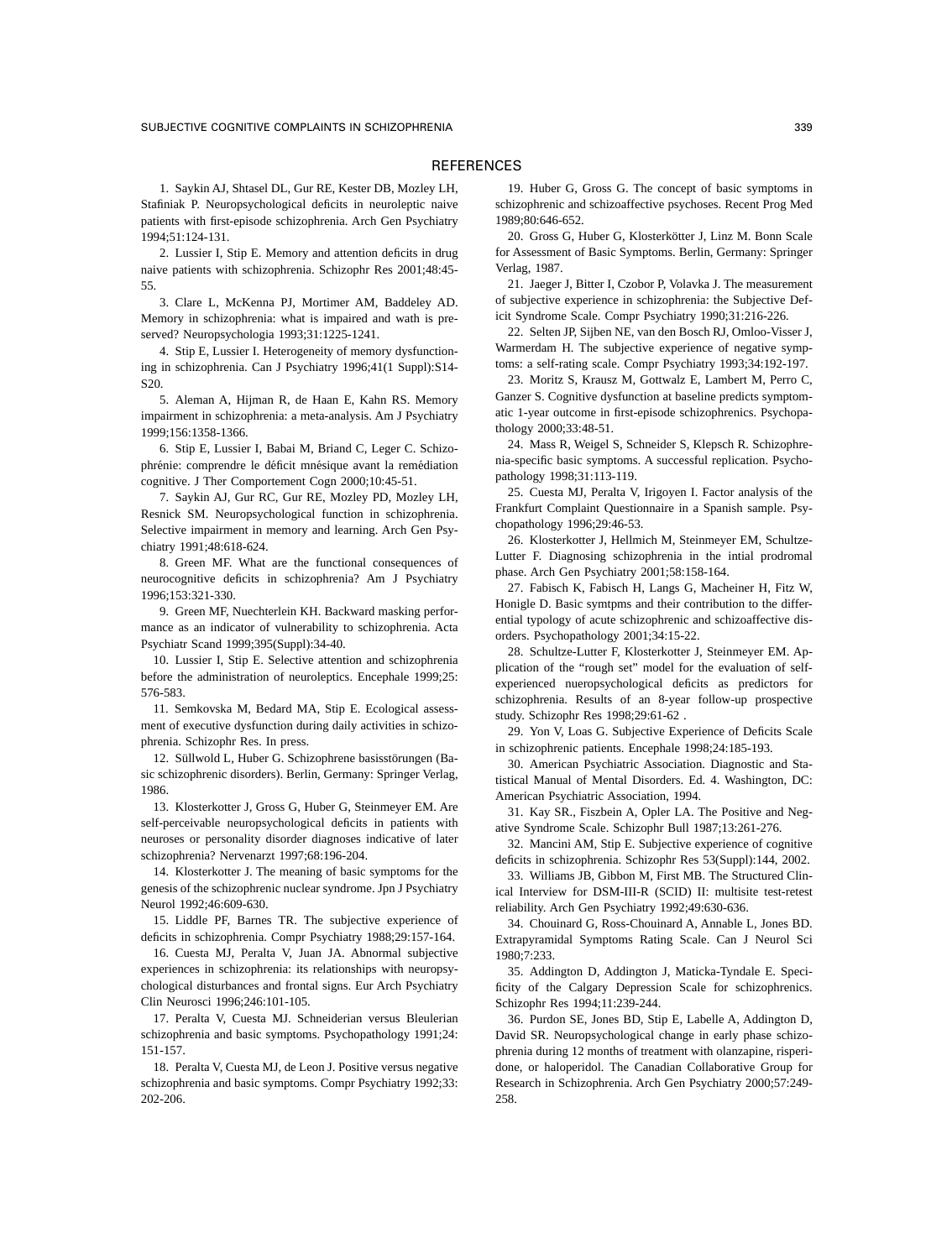## REFERENCES

1. Saykin AJ, Shtasel DL, Gur RE, Kester DB, Mozley LH, Stafiniak P. Neuropsychological deficits in neuroleptic naive patients with first-episode schizophrenia. Arch Gen Psychiatry 1994;51:124-131.

2. Lussier I, Stip E. Memory and attention deficits in drug naive patients with schizophrenia. Schizophr Res 2001;48:45-55.

3. Clare L, McKenna PJ, Mortimer AM, Baddeley AD. Memory in schizophrenia: what is impaired and wath is preserved? Neuropsychologia 1993;31:1225-1241.

4. Stip E, Lussier I. Heterogeneity of memory dysfunctioning in schizophrenia. Can J Psychiatry 1996;41(1 Suppl):S14-S20.

5. Aleman A, Hijman R, de Haan E, Kahn RS. Memory impairment in schizophrenia: a meta-analysis. Am J Psychiatry 1999;156:1358-1366.

6. Stip E, Lussier I, Babai M, Briand C, Leger C. Schizophrénie: comprendre le déficit mnésique avant la remédiation cognitive. J Ther Comportement Cogn 2000;10:45-51.

7. Saykin AJ, Gur RC, Gur RE, Mozley PD, Mozley LH, Resnick SM. Neuropsychological function in schizophrenia. Selective impairment in memory and learning. Arch Gen Psychiatry 1991;48:618-624.

8. Green MF. What are the functional consequences of neurocognitive deficits in schizophrenia? Am J Psychiatry 1996;153:321-330.

9. Green MF, Nuechterlein KH. Backward masking performance as an indicator of vulnerability to schizophrenia. Acta Psychiatr Scand 1999;395(Suppl):34-40.

10. Lussier I, Stip E. Selective attention and schizophrenia before the administration of neuroleptics. Encephale 1999;25:576-583.

11. Semkovska M, Bedard MA, Stip E. Ecological assessment of executive dysfunction during daily activities in schizophrenia. Schizophr Res. In press.

12. Süllwold L, Huber G. Schizophrene basisstörungen (Basic schizophrenic disorders). Berlin, Germany: Springer Verlag, 1986.

13. Klosterkotter J, Gross G, Huber G, Steinmeyer EM. Are self-perceivable neuropsychological deficits in patients with neuroses or personality disorder diagnoses indicative of later schizophrenia? Nervenarzt 1997;68:196-204.

14. Klosterkotter J. The meaning of basic symptoms for the genesis of the schizophrenic nuclear syndrome. Jpn J Psychiatry Neurol 1992;46:609-630.

15. Liddle PF, Barnes TR. The subjective experience of deficits in schizophrenia. Compr Psychiatry 1988;29:157-164.

16. Cuesta MJ, Peralta V, Juan JA. Abnormal subjective experiences in schizophrenia: its relationships with neuropsychological disturbances and frontal signs. Eur Arch Psychiatry Clin Neurosci 1996;246:101-105.

17. Peralta V, Cuesta MJ. Schneiderian versus Bleulerian schizophrenia and basic symptoms. Psychopathology 1991;24:151-157.

18. Peralta V, Cuesta MJ, de Leon J. Positive versus negative schizophrenia and basic symptoms. Compr Psychiatry 1992;33:202-206.

19. Huber G, Gross G. The concept of basic symptoms in schizophrenic and schizoaffective psychoses. Recent Prog Med 1989;80:646-652.

20. Gross G, Huber G, Klosterkötter J, Linz M. Bonn Scale for Assessment of Basic Symptoms. Berlin, Germany: Springer Verlag, 1987.

21. Jaeger J, Bitter I, Czobor P, Volavka J. The measurement of subjective experience in schizophrenia: the Subjective Deficit Syndrome Scale. Compr Psychiatry 1990;31:216-226.

22. Selten JP, Sijben NE, van den Bosch RJ, Omloo-Visser J, Warmerdam H. The subjective experience of negative symptoms: a self-rating scale. Compr Psychiatry 1993;34:192-197.

23. Moritz S, Krausz M, Gottwalz E, Lambert M, Perro C, Ganzer S. Cognitive dysfunction at baseline predicts symptomatic 1-year outcome in first-episode schizophrenics. Psychopathology 2000;33:48-51.

24. Mass R, Weigel S, Schneider S, Klepsch R. Schizophrenia-specific basic symptoms. A successful replication. Psychopathology 1998;31:113-119.

25. Cuesta MJ, Peralta V, Irigoyen I. Factor analysis of the Frankfurt Complaint Questionnaire in a Spanish sample. Psychopathology 1996;29:46-53.

26. Klosterkotter J, Hellmich M, Steinmeyer EM, Schultze-Lutter F. Diagnosing schizophrenia in the intial prodromal phase. Arch Gen Psychiatry 2001;58:158-164.

27. Fabisch K, Fabisch H, Langs G, Macheiner H, Fitz W, Honigle D. Basic symtpms and their contribution to the differential typology of acute schizophrenic and schizoaffective disorders. Psychopathology 2001;34:15-22.

28. Schultze-Lutter F, Klosterkotter J, Steinmeyer EM. Application of the "rough set" model for the evaluation of self-experienced nueropsychological deficits as predictors for schizophrenia. Results of an 8-year follow-up prospective study. Schizophr Res 1998;29:61-62 .

29. Yon V, Loas G. Subjective Experience of Deficits Scale in schizophrenic patients. Encephale 1998;24:185-193.

30. American Psychiatric Association. Diagnostic and Statistical Manual of Mental Disorders. Ed. 4. Washington, DC: American Psychiatric Association, 1994.

31. Kay SR., Fiszbein A, Opler LA. The Positive and Negative Syndrome Scale. Schizophr Bull 1987;13:261-276.

32. Mancini AM, Stip E. Subjective experience of cognitive deficits in schizophrenia. Schizophr Res 53(Suppl):144, 2002.

33. Williams JB, Gibbon M, First MB. The Structured Clinical Interview for DSM-III-R (SCID) II: multisite test-retest reliability. Arch Gen Psychiatry 1992;49:630-636.

34. Chouinard G, Ross-Chouinard A, Annable L, Jones BD. Extrapyramidal Symptoms Rating Scale. Can J Neurol Sci 1980;7:233.

35. Addington D, Addington J, Maticka-Tyndale E. Specificity of the Calgary Depression Scale for schizophrenics. Schizophr Res 1994;11:239-244.

36. Purdon SE, Jones BD, Stip E, Labelle A, Addington D, David SR. Neuropsychological change in early phase schizophrenia during 12 months of treatment with olanzapine, risperidone, or haloperidol. The Canadian Collaborative Group for Research in Schizophrenia. Arch Gen Psychiatry 2000;57:249-258.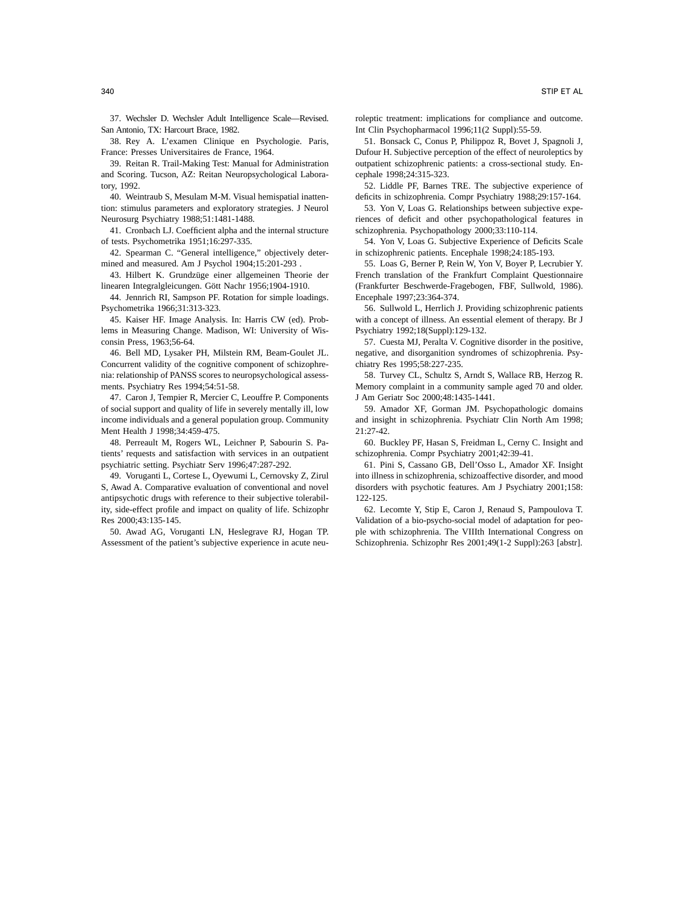37. Wechsler D. Wechsler Adult Intelligence Scale—Revised. San Antonio, TX: Harcourt Brace, 1982.

38. Rey A. L'examen Clinique en Psychologie. Paris, France: Presses Universitaires de France, 1964.

39. Reitan R. Trail-Making Test: Manual for Administration and Scoring. Tucson, AZ: Reitan Neuropsychological Laboratory, 1992.

40. Weintraub S, Mesulam M-M. Visual hemispatial inattention: stimulus parameters and exploratory strategies. J Neurol Neurosurg Psychiatry 1988;51:1481-1488.

41. Cronbach LJ. Coefficient alpha and the internal structure of tests. Psychometrika 1951;16:297-335.

42. Spearman C. "General intelligence," objectively determined and measured. Am J Psychol 1904;15:201-293 .

43. Hilbert K. Grundzüge einer allgemeinen Theorie der linearen Integralgleichungen. Gött Nachr 1956;1904-1910.

44. Jennrich RI, Sampson PF. Rotation for simple loadings. Psychometrika 1966;31:313-323.

45. Kaiser HF. Image Analysis. In: Harris CW (ed). Problems in Measuring Change. Madison, WI: University of Wisconsin Press, 1963;56-64.

46. Bell MD, Lysaker PH, Milstein RM, Beam-Goulet JL. Concurrent validity of the cognitive component of schizophrenia: relationship of PANSS scores to neuropsychological assessments. Psychiatry Res 1994;54:51-58.

47. Caron J, Tempier R, Mercier C, Leouffre P. Components of social support and quality of life in severely mentally ill, low income individuals and a general population group. Community Ment Health J 1998;34:459-475.

48. Perreault M, Rogers WL, Leichner P, Sabourin S. Patients' requests and satisfaction with services in an outpatient psychiatric setting. Psychiatr Serv 1996;47:287-292.

49. Voruganti L, Cortese L, Oyewumi L, Cernovsky Z, Zirul S, Awad A. Comparative evaluation of conventional and novel antipsychotic drugs with reference to their subjective tolerability, side-effect profile and impact on quality of life. Schizophr Res 2000;43:135-145.

50. Awad AG, Voruganti LN, Heslegrave RJ, Hogan TP. Assessment of the patient's subjective experience in acute neuroleptic treatment: implications for compliance and outcome. Int Clin Psychopharmacol 1996;11(2 Suppl):55-59.

51. Bonsack C, Conus P, Philippoz R, Bovet J, Spagnoli J, Dufour H. Subjective perception of the effect of neuroleptics by outpatient schizophrenic patients: a cross-sectional study. Encephale 1998;24:315-323.

52. Liddle PF, Barnes TRE. The subjective experience of deficits in schizophrenia. Compr Psychiatry 1988;29:157-164.

53. Yon V, Loas G. Relationships between subjective experiences of deficit and other psychopathological features in schizophrenia. Psychopathology 2000;33:110-114.

54. Yon V, Loas G. Subjective Experience of Deficits Scale in schizophrenic patients. Encephale 1998;24:185-193.

55. Loas G, Berner P, Rein W, Yon V, Boyer P, Lecrubier Y. French translation of the Frankfurt Complaint Questionnaire (Frankfurter Beschwerde-Fragebogen, FBF, Sullwold, 1986). Encephale 1997;23:364-374.

56. Sullwold L, Herrlich J. Providing schizophrenic patients with a concept of illness. An essential element of therapy. Br J Psychiatry 1992;18(Suppl):129-132.

57. Cuesta MJ, Peralta V. Cognitive disorder in the positive, negative, and disorganition syndromes of schizophrenia. Psychiatry Res 1995;58:227-235.

58. Turvey CL, Schultz S, Arndt S, Wallace RB, Herzog R. Memory complaint in a community sample aged 70 and older. J Am Geriatr Soc 2000;48:1435-1441.

59. Amador XF, Gorman JM. Psychopathologic domains and insight in schizophrenia. Psychiatr Clin North Am 1998; 21:27-42.

60. Buckley PF, Hasan S, Freidman L, Cerny C. Insight and schizophrenia. Compr Psychiatry 2001;42:39-41.

61. Pini S, Cassano GB, Dell'Osso L, Amador XF. Insight into illness in schizophrenia, schizoaffective disorder, and mood disorders with psychotic features. Am J Psychiatry 2001;158: 122-125.

62. Lecomte Y, Stip E, Caron J, Renaud S, Pampoulova T. Validation of a bio-psycho-social model of adaptation for people with schizophrenia. The VIIIth International Congress on Schizophrenia. Schizophr Res 2001;49(1-2 Suppl):263 [abstr].